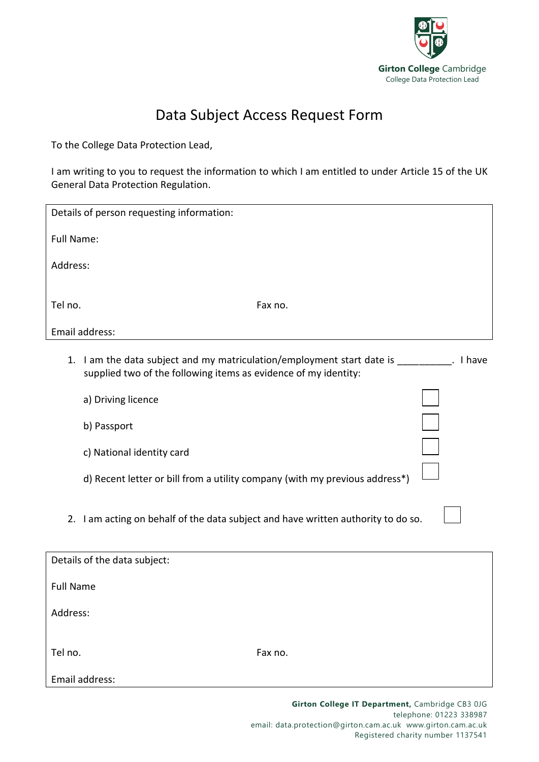Girton College Cambridge
College Data Protection Lead

# Data Subject Access Request Form

To the College Data Protection Lead,

I am writing to you to request the information to which I am entitled to under Article 15 of the UK General Data Protection Regulation.

| Details of person requesting information: | |
|---|---|
| Full Name: | |
| Address: | |
| Tel no. | Fax no. |
| Email address: | |

1. I am the data subject and my matriculation/employment start date is __________. I have supplied two of the following items as evidence of my identity:

   a) Driving licence ☐

   b) Passport ☐

   c) National identity card ☐

   d) Recent letter or bill from a utility company (with my previous address*) ☐

2. I am acting on behalf of the data subject and have written authority to do so. ☐

| Details of the data subject: | |
|---|---|
| Full Name | |
| Address: | |
| Tel no. | Fax no. |
| Email address: | |

**Girton College IT Department,** Cambridge CB3 0JG
telephone: 01223 338987
email: data.protection@girton.cam.ac.uk www.girton.cam.ac.uk
Registered charity number 1137541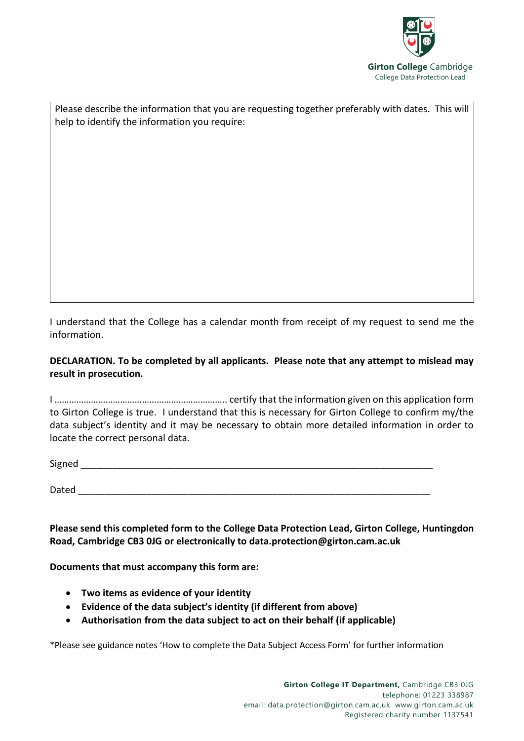Please describe the information that you are requesting together preferably with dates. This will help to identify the information you require:

I understand that the College has a calendar month from receipt of my request to send me the information.

**DECLARATION. To be completed by all applicants. Please note that any attempt to mislead may result in prosecution.**

I ……………………………………………………………. certify that the information given on this application form to Girton College is true. I understand that this is necessary for Girton College to confirm my/the data subject's identity and it may be necessary to obtain more detailed information in order to locate the correct personal data.

Signed ______________________________________________________________________

Dated ______________________________________________________________________

**Please send this completed form to the College Data Protection Lead, Girton College, Huntingdon Road, Cambridge CB3 0JG or electronically to data.protection@girton.cam.ac.uk**

**Documents that must accompany this form are:**

- **Two items as evidence of your identity**
- **Evidence of the data subject's identity (if different from above)**
- **Authorisation from the data subject to act on their behalf (if applicable)**

*Please see guidance notes 'How to complete the Data Subject Access Form' for further information